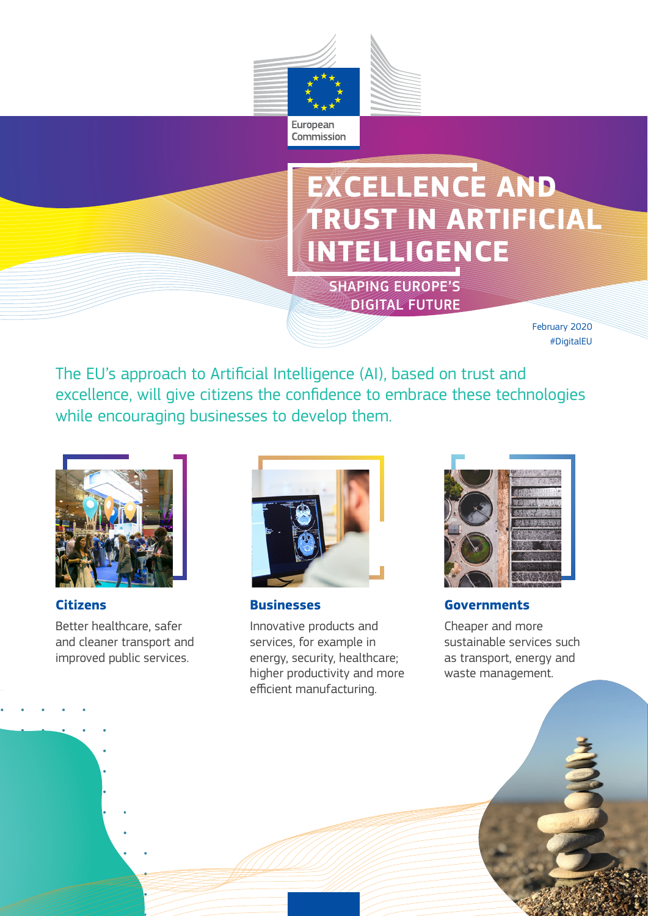European Commission

# EXCELLENCE AND TRUST IN ARTIFICIAL INTELLIGENCE

SHAPING EUROPE'S DIGITAL FUTURE

February 2020
#DigitalEU

The EU's approach to Artificial Intelligence (AI), based on trust and excellence, will give citizens the confidence to embrace these technologies while encouraging businesses to develop them.

### Citizens

Better healthcare, safer and cleaner transport and improved public services.

### Businesses

Innovative products and services, for example in energy, security, healthcare; higher productivity and more efficient manufacturing.

### Governments

Cheaper and more sustainable services such as transport, energy and waste management.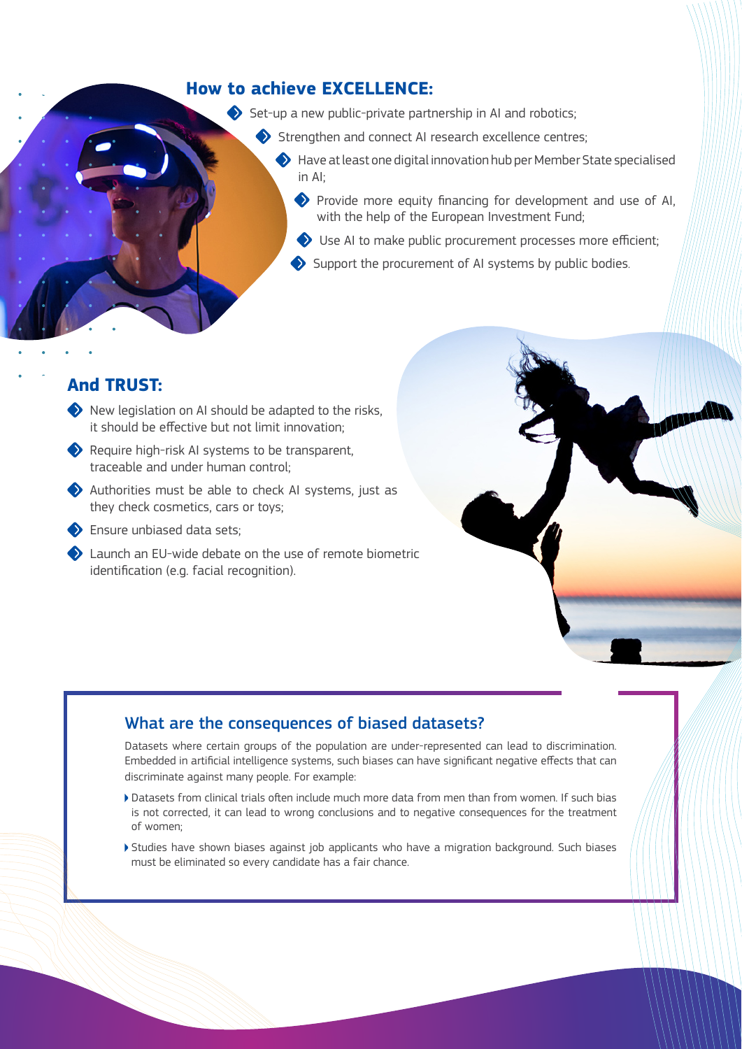## How to achieve EXCELLENCE:

- Set-up a new public-private partnership in AI and robotics;
- Strengthen and connect AI research excellence centres;
- Have at least one digital innovation hub per Member State specialised in AI;
- Provide more equity financing for development and use of AI, with the help of the European Investment Fund;
- Use AI to make public procurement processes more efficient;
- Support the procurement of AI systems by public bodies.

## And TRUST:

- New legislation on AI should be adapted to the risks, it should be effective but not limit innovation;
- Require high-risk AI systems to be transparent, traceable and under human control;
- Authorities must be able to check AI systems, just as they check cosmetics, cars or toys;
- Ensure unbiased data sets;
- Launch an EU-wide debate on the use of remote biometric identification (e.g. facial recognition).

### What are the consequences of biased datasets?

Datasets where certain groups of the population are under-represented can lead to discrimination. Embedded in artificial intelligence systems, such biases can have significant negative effects that can discriminate against many people. For example:

- Datasets from clinical trials often include much more data from men than from women. If such bias is not corrected, it can lead to wrong conclusions and to negative consequences for the treatment of women;
- Studies have shown biases against job applicants who have a migration background. Such biases must be eliminated so every candidate has a fair chance.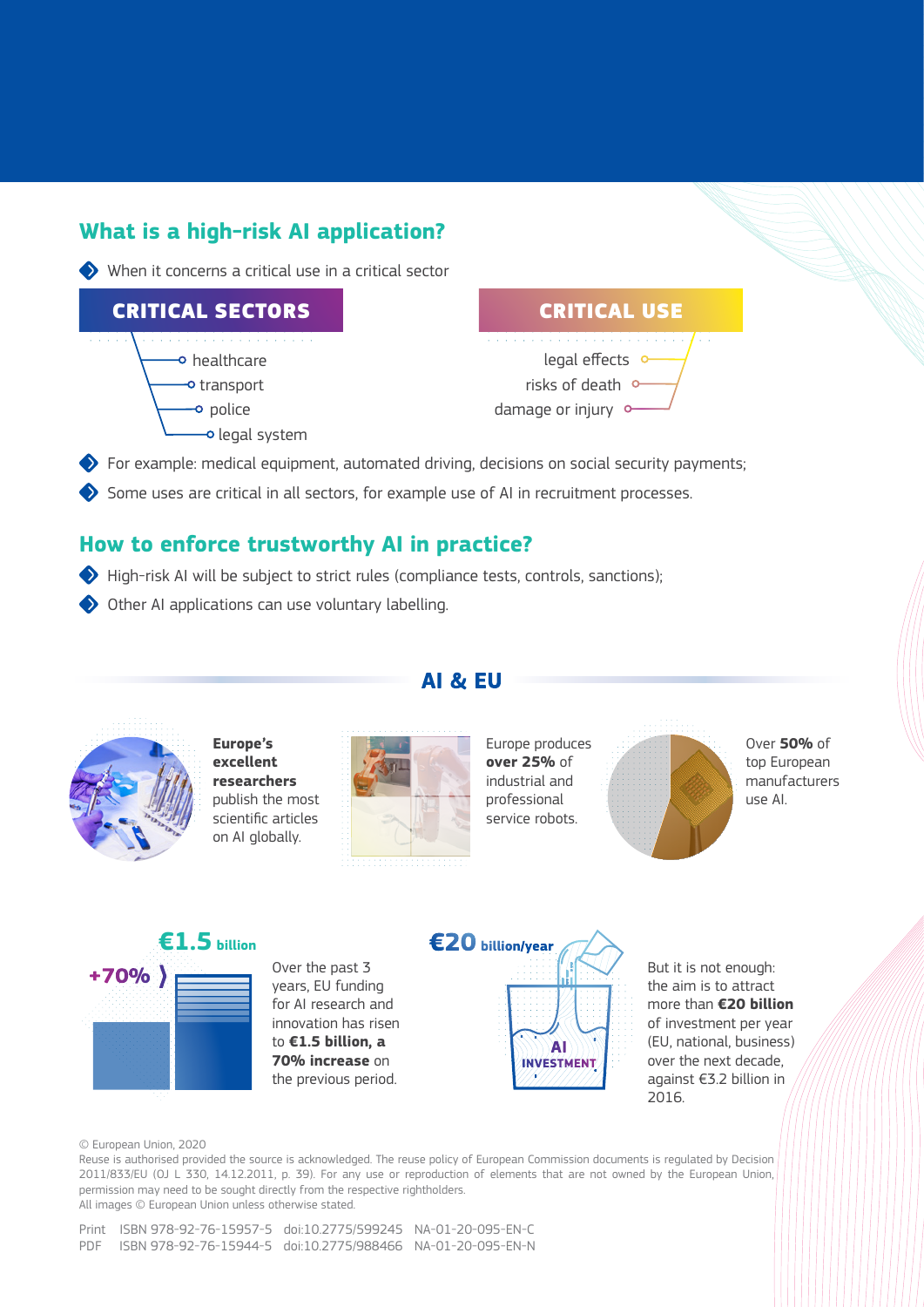## What is a high-risk AI application?

- When it concerns a critical use in a critical sector

**CRITICAL SECTORS**

- healthcare
- transport
- police
- legal system

**CRITICAL USE**

- legal effects
- risks of death
- damage or injury

- For example: medical equipment, automated driving, decisions on social security payments;
- Some uses are critical in all sectors, for example use of AI in recruitment processes.

## How to enforce trustworthy AI in practice?

- High-risk AI will be subject to strict rules (compliance tests, controls, sanctions);
- Other AI applications can use voluntary labelling.

## AI & EU

**Europe's excellent researchers** publish the most scientific articles on AI globally.

Europe produces **over 25%** of industrial and professional service robots.

Over **50%** of top European manufacturers use AI.

€1.5 billion

+70%

Over the past 3 years, EU funding for AI research and innovation has risen to **€1.5 billion, a 70% increase** on the previous period.

€20 billion/year

AI INVESTMENT

But it is not enough: the aim is to attract more than **€20 billion** of investment per year (EU, national, business) over the next decade, against €3.2 billion in 2016.

© European Union, 2020

Reuse is authorised provided the source is acknowledged. The reuse policy of European Commission documents is regulated by Decision 2011/833/EU (OJ L 330, 14.12.2011, p. 39). For any use or reproduction of elements that are not owned by the European Union, permission may need to be sought directly from the respective rightholders.

All images © European Union unless otherwise stated.

Print ISBN 978-92-76-15957-5 doi:10.2775/599245 NA-01-20-095-EN-C

PDF ISBN 978-92-76-15944-5 doi:10.2775/988466 NA-01-20-095-EN-N